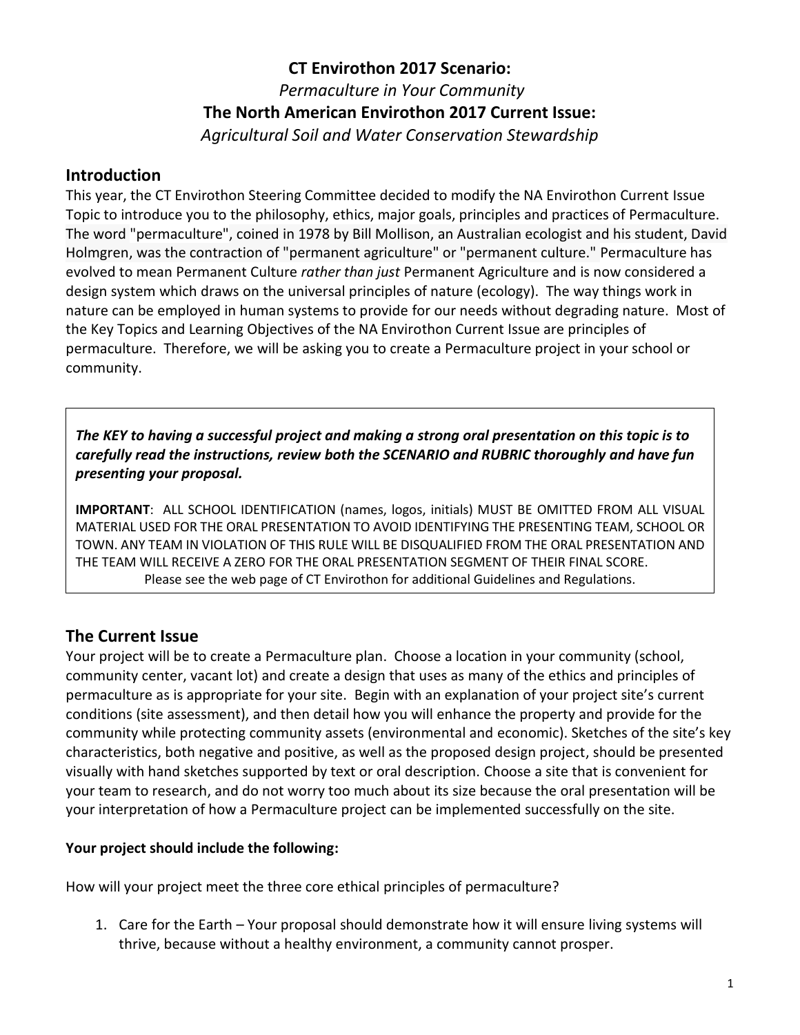**CT Envirothon 2017 Scenario:**

*Permaculture in Your Community*

**The North American Envirothon 2017 Current Issue:**

*Agricultural Soil and Water Conservation Stewardship*

## Introduction

This year, the CT Envirothon Steering Committee decided to modify the NA Envirothon Current Issue Topic to introduce you to the philosophy, ethics, major goals, principles and practices of Permaculture. The word "permaculture", coined in 1978 by Bill Mollison, an Australian ecologist and his student, David Holmgren, was the contraction of "permanent agriculture" or "permanent culture." Permaculture has evolved to mean Permanent Culture *rather than just* Permanent Agriculture and is now considered a design system which draws on the universal principles of nature (ecology). The way things work in nature can be employed in human systems to provide for our needs without degrading nature. Most of the Key Topics and Learning Objectives of the NA Envirothon Current Issue are principles of permaculture. Therefore, we will be asking you to create a Permaculture project in your school or community.

> ***The KEY to having a successful project and making a strong oral presentation on this topic is to carefully read the instructions, review both the SCENARIO and RUBRIC thoroughly and have fun presenting your proposal.***
>
> **IMPORTANT**: ALL SCHOOL IDENTIFICATION (names, logos, initials) MUST BE OMITTED FROM ALL VISUAL MATERIAL USED FOR THE ORAL PRESENTATION TO AVOID IDENTIFYING THE PRESENTING TEAM, SCHOOL OR TOWN. ANY TEAM IN VIOLATION OF THIS RULE WILL BE DISQUALIFIED FROM THE ORAL PRESENTATION AND THE TEAM WILL RECEIVE A ZERO FOR THE ORAL PRESENTATION SEGMENT OF THEIR FINAL SCORE.
>
> Please see the web page of CT Envirothon for additional Guidelines and Regulations.

## The Current Issue

Your project will be to create a Permaculture plan. Choose a location in your community (school, community center, vacant lot) and create a design that uses as many of the ethics and principles of permaculture as is appropriate for your site. Begin with an explanation of your project site's current conditions (site assessment), and then detail how you will enhance the property and provide for the community while protecting community assets (environmental and economic). Sketches of the site's key characteristics, both negative and positive, as well as the proposed design project, should be presented visually with hand sketches supported by text or oral description. Choose a site that is convenient for your team to research, and do not worry too much about its size because the oral presentation will be your interpretation of how a Permaculture project can be implemented successfully on the site.

**Your project should include the following:**

How will your project meet the three core ethical principles of permaculture?

1. Care for the Earth – Your proposal should demonstrate how it will ensure living systems will thrive, because without a healthy environment, a community cannot prosper.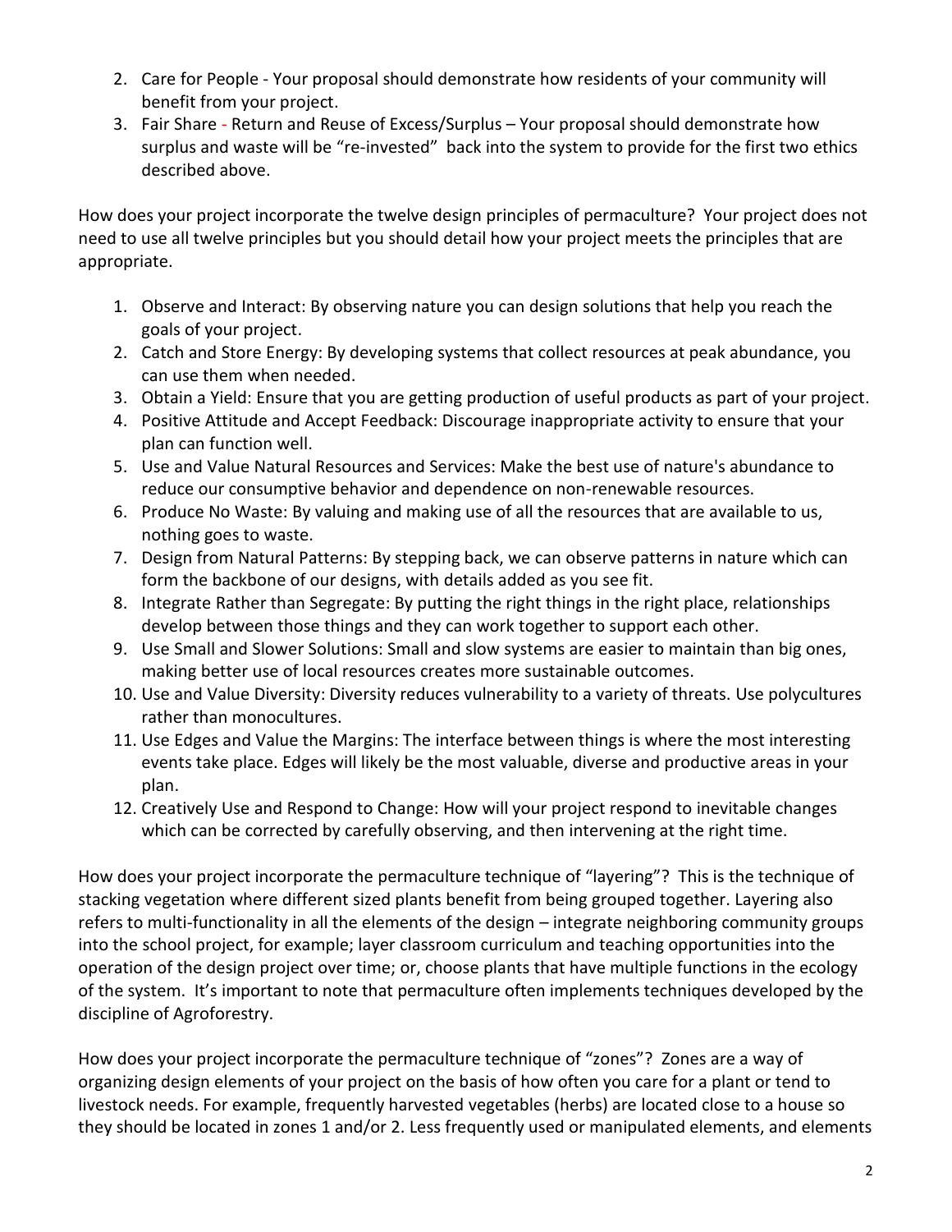2. Care for People - Your proposal should demonstrate how residents of your community will benefit from your project.
3. Fair Share - Return and Reuse of Excess/Surplus – Your proposal should demonstrate how surplus and waste will be "re-invested" back into the system to provide for the first two ethics described above.

How does your project incorporate the twelve design principles of permaculture? Your project does not need to use all twelve principles but you should detail how your project meets the principles that are appropriate.

1. Observe and Interact: By observing nature you can design solutions that help you reach the goals of your project.
2. Catch and Store Energy: By developing systems that collect resources at peak abundance, you can use them when needed.
3. Obtain a Yield: Ensure that you are getting production of useful products as part of your project.
4. Positive Attitude and Accept Feedback: Discourage inappropriate activity to ensure that your plan can function well.
5. Use and Value Natural Resources and Services: Make the best use of nature's abundance to reduce our consumptive behavior and dependence on non-renewable resources.
6. Produce No Waste: By valuing and making use of all the resources that are available to us, nothing goes to waste.
7. Design from Natural Patterns: By stepping back, we can observe patterns in nature which can form the backbone of our designs, with details added as you see fit.
8. Integrate Rather than Segregate: By putting the right things in the right place, relationships develop between those things and they can work together to support each other.
9. Use Small and Slower Solutions: Small and slow systems are easier to maintain than big ones, making better use of local resources creates more sustainable outcomes.
10. Use and Value Diversity: Diversity reduces vulnerability to a variety of threats. Use polycultures rather than monocultures.
11. Use Edges and Value the Margins: The interface between things is where the most interesting events take place. Edges will likely be the most valuable, diverse and productive areas in your plan.
12. Creatively Use and Respond to Change: How will your project respond to inevitable changes which can be corrected by carefully observing, and then intervening at the right time.

How does your project incorporate the permaculture technique of "layering"? This is the technique of stacking vegetation where different sized plants benefit from being grouped together. Layering also refers to multi-functionality in all the elements of the design – integrate neighboring community groups into the school project, for example; layer classroom curriculum and teaching opportunities into the operation of the design project over time; or, choose plants that have multiple functions in the ecology of the system. It's important to note that permaculture often implements techniques developed by the discipline of Agroforestry.

How does your project incorporate the permaculture technique of "zones"? Zones are a way of organizing design elements of your project on the basis of how often you care for a plant or tend to livestock needs. For example, frequently harvested vegetables (herbs) are located close to a house so they should be located in zones 1 and/or 2. Less frequently used or manipulated elements, and elements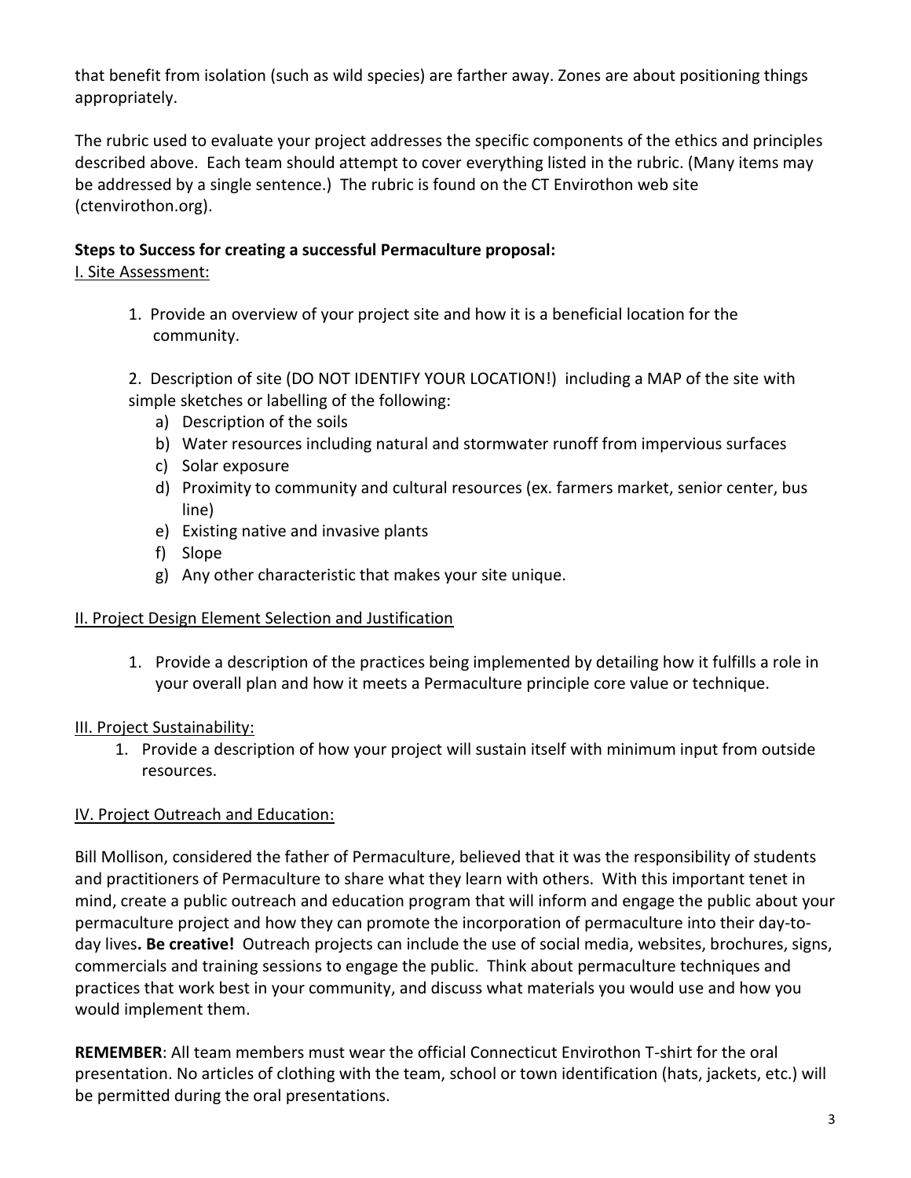that benefit from isolation (such as wild species) are farther away. Zones are about positioning things appropriately.

The rubric used to evaluate your project addresses the specific components of the ethics and principles described above. Each team should attempt to cover everything listed in the rubric. (Many items may be addressed by a single sentence.) The rubric is found on the CT Envirothon web site (ctenvirothon.org).

**Steps to Success for creating a successful Permaculture proposal:**

I. Site Assessment:

1. Provide an overview of your project site and how it is a beneficial location for the community.

2. Description of site (DO NOT IDENTIFY YOUR LOCATION!) including a MAP of the site with simple sketches or labelling of the following:
    a) Description of the soils
    b) Water resources including natural and stormwater runoff from impervious surfaces
    c) Solar exposure
    d) Proximity to community and cultural resources (ex. farmers market, senior center, bus line)
    e) Existing native and invasive plants
    f) Slope
    g) Any other characteristic that makes your site unique.

II. Project Design Element Selection and Justification

1. Provide a description of the practices being implemented by detailing how it fulfills a role in your overall plan and how it meets a Permaculture principle core value or technique.

III. Project Sustainability:

1. Provide a description of how your project will sustain itself with minimum input from outside resources.

IV. Project Outreach and Education:

Bill Mollison, considered the father of Permaculture, believed that it was the responsibility of students and practitioners of Permaculture to share what they learn with others. With this important tenet in mind, create a public outreach and education program that will inform and engage the public about your permaculture project and how they can promote the incorporation of permaculture into their day-to-day lives**. Be creative!** Outreach projects can include the use of social media, websites, brochures, signs, commercials and training sessions to engage the public. Think about permaculture techniques and practices that work best in your community, and discuss what materials you would use and how you would implement them.

**REMEMBER**: All team members must wear the official Connecticut Envirothon T-shirt for the oral presentation. No articles of clothing with the team, school or town identification (hats, jackets, etc.) will be permitted during the oral presentations.